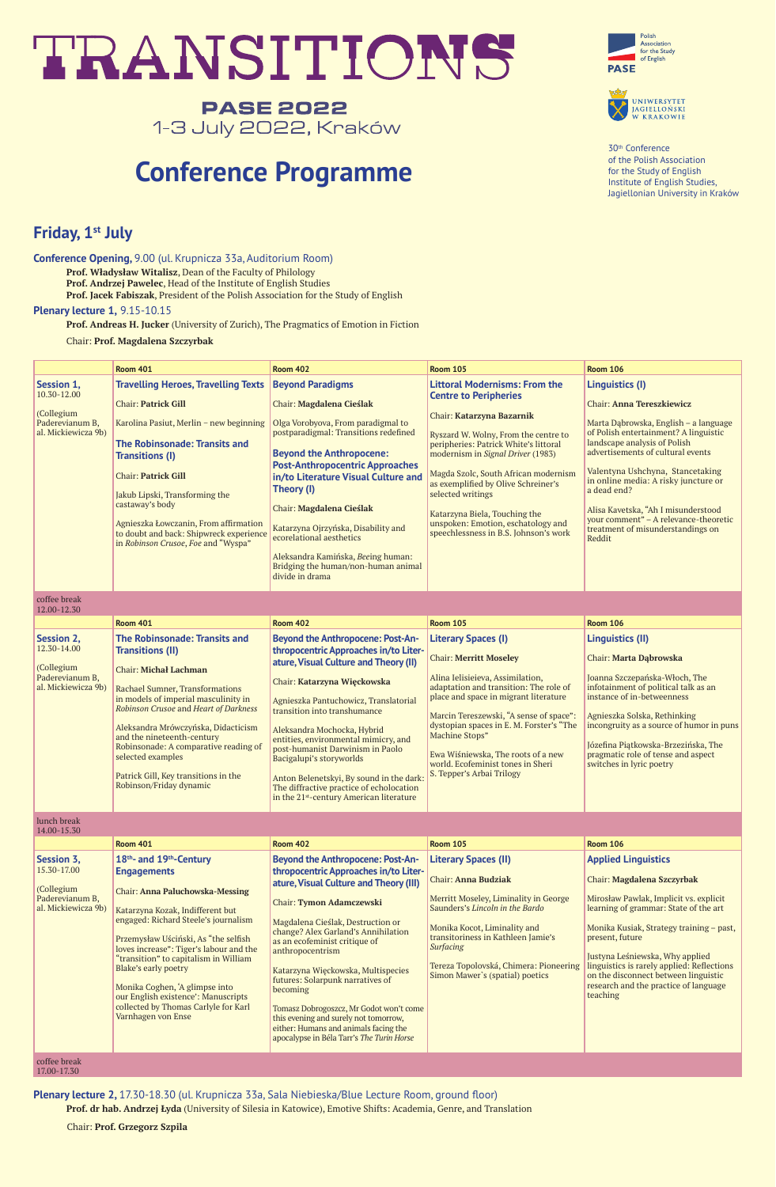# TRANSITIONS

**PASE 2022**
1-3 July 2022, Kraków

Polish Association for the Study of English
PASE

UNIWERSYTET JAGIELLOŃSKI W KRAKOWIE

30th Conference
of the Polish Association
for the Study of English
Institute of English Studies,
Jagiellonian University in Kraków

# Conference Programme

## Friday, 1st July

**Conference Opening,** 9.00 (ul. Krupnicza 33a, Auditorium Room)

**Prof. Władysław Witalisz**, Dean of the Faculty of Philology
**Prof. Andrzej Pawelec**, Head of the Institute of English Studies
**Prof. Jacek Fabiszak**, President of the Polish Association for the Study of English

**Plenary lecture 1,** 9.15-10.15

**Prof. Andreas H. Jucker** (University of Zurich), The Pragmatics of Emotion in Fiction

Chair: **Prof. Magdalena Szczyrbak**

| | Room 401 | Room 402 | Room 105 | Room 106 |
|---|---|---|---|---|
| **Session 1,** 10.30-12.00 (Collegium Paderevianum B, al. Mickiewicza 9b) | **Travelling Heroes, Travelling Texts**<br>Chair: **Patrick Gill**<br>Karolina Pasiut, Merlin – new beginning<br>**The Robinsonade: Transits and Transitions (I)**<br>Chair: **Patrick Gill**<br>Jakub Lipski, Transforming the castaway's body<br>Agnieszka Łowczanin, From affirmation to doubt and back: Shipwreck experience in *Robinson Crusoe*, *Foe* and "Wyspa" | **Beyond Paradigms**<br>Chair: **Magdalena Cieślak**<br>Olga Vorobyova, From paradigmal to postparadigmal: Transitions redefined<br>**Beyond the Anthropocene: Post-Anthropocentric Approaches in/to Literature Visual Culture and Theory (I)**<br>Chair: **Magdalena Cieślak**<br>Katarzyna Ojrzyńska, Disability and ecorelational aesthetics<br>Aleksandra Kamińska, *Bee*ing human: Bridging the human/non-human animal divide in drama | **Littoral Modernisms: From the Centre to Peripheries**<br>Chair: **Katarzyna Bazarnik**<br>Ryszard W. Wolny, From the centre to peripheries: Patrick White's littoral modernism in *Signal Driver* (1983)<br>Magda Szolc, South African modernism as exemplified by Olive Schreiner's selected writings<br>Katarzyna Biela, Touching the unspoken: Emotion, eschatology and speechlessness in B.S. Johnson's work | **Linguistics (I)**<br>Chair: **Anna Tereszkiewicz**<br>Marta Dąbrowska, English – a language of Polish entertainment? A linguistic landscape analysis of Polish advertisements of cultural events<br>Valentyna Ushchyna, Stancetaking in online media: A risky juncture or a dead end?<br>Alisa Kavetska, "Ah I misunderstood your comment" – A relevance-theoretic treatment of misunderstandings on Reddit |
| coffee break 12.00-12.30 | | | | |
| | **Room 401** | **Room 402** | **Room 105** | **Room 106** |
| **Session 2,** 12.30-14.00 (Collegium Paderevianum B, al. Mickiewicza 9b) | **The Robinsonade: Transits and Transitions (II)**<br>Chair: **Michał Lachman**<br>Rachael Sumner, Transformations in models of imperial masculinity in *Robinson Crusoe* and *Heart of Darkness*<br>Aleksandra Mrówczyńska, Didacticism and the nineteenth-century Robinsonade: A comparative reading of selected examples<br>Patrick Gill, Key transitions in the Robinson/Friday dynamic | **Beyond the Anthropocene: Post-Anthropocentric Approaches in/to Literature, Visual Culture and Theory (II)**<br>Chair: **Katarzyna Więckowska**<br>Agnieszka Pantuchowicz, Translatorial transition into transhumance<br>Aleksandra Mochocka, Hybrid entities, environmental mimicry, and post-humanist Darwinism in Paolo Bacigalupi's storyworlds<br>Anton Belenetskyi, By sound in the dark: The diffractive practice of echolocation in the 21st-century American literature | **Literary Spaces (I)**<br>Chair: **Merritt Moseley**<br>Alina Ielisieieva, Assimilation, adaptation and transition: The role of place and space in migrant literature<br>Marcin Tereszewski, "A sense of space": dystopian spaces in E. M. Forster's "The Machine Stops"<br>Ewa Wiśniewska, The roots of a new world. Ecofeminist tones in Sheri S. Tepper's Arbai Trilogy | **Linguistics (II)**<br>Chair: **Marta Dąbrowska**<br>Joanna Szczepańska-Włoch, The infotainment of political talk as an instance of in-betweenness<br>Agnieszka Solska, Rethinking incongruity as a source of humor in puns<br>Józefina Piątkowska-Brzezińska, The pragmatic role of tense and aspect switches in lyric poetry |
| lunch break 14.00-15.30 | | | | |
| | **Room 401** | **Room 402** | **Room 105** | **Room 106** |
| **Session 3,** 15.30-17.00 (Collegium Paderevianum B, al. Mickiewicza 9b) | **18th- and 19th-Century Engagements**<br>Chair: **Anna Paluchowska-Messing**<br>Katarzyna Kozak, Indifferent but engaged: Richard Steele's journalism<br>Przemysław Uściński, As "the selfish loves increase": Tiger's labour and the "transition" to capitalism in William Blake's early poetry<br>Monika Coghen, 'A glimpse into our English existence': Manuscripts collected by Thomas Carlyle for Karl Varnhagen von Ense | **Beyond the Anthropocene: Post-Anthropocentric Approaches in/to Literature, Visual Culture and Theory (III)**<br>Chair: **Tymon Adamczewski**<br>Magdalena Cieślak, Destruction or change? Alex Garland's Annihilation as an ecofeminist critique of anthropocentrism<br>Katarzyna Więckowska, Multispecies futures: Solarpunk narratives of becoming<br>Tomasz Dobrogoszcz, Mr Godot won't come this evening and surely not tomorrow, either: Humans and animals facing the apocalypse in Béla Tarr's *The Turin Horse* | **Literary Spaces (II)**<br>Chair: **Anna Budziak**<br>Merritt Moseley, Liminality in George Saunders's *Lincoln in the Bardo*<br>Monika Kocot, Liminality and transitoriness in Kathleen Jamie's *Surfacing*<br>Tereza Topolovská, Chimera: Pioneering Simon Mawer`s (spatial) poetics | **Applied Linguistics**<br>Chair: **Magdalena Szczyrbak**<br>Mirosław Pawlak, Implicit vs. explicit learning of grammar: State of the art<br>Monika Kusiak, Strategy training – past, present, future<br>Justyna Leśniewska, Why applied linguistics is rarely applied: Reflections on the disconnect between linguistic research and the practice of language teaching |
| coffee break 17.00-17.30 | | | | |

**Plenary lecture 2,** 17.30-18.30 (ul. Krupnicza 33a, Sala Niebieska/Blue Lecture Room, ground floor)

**Prof. dr hab. Andrzej Łyda** (University of Silesia in Katowice), Emotive Shifts: Academia, Genre, and Translation

Chair: **Prof. Grzegorz Szpila**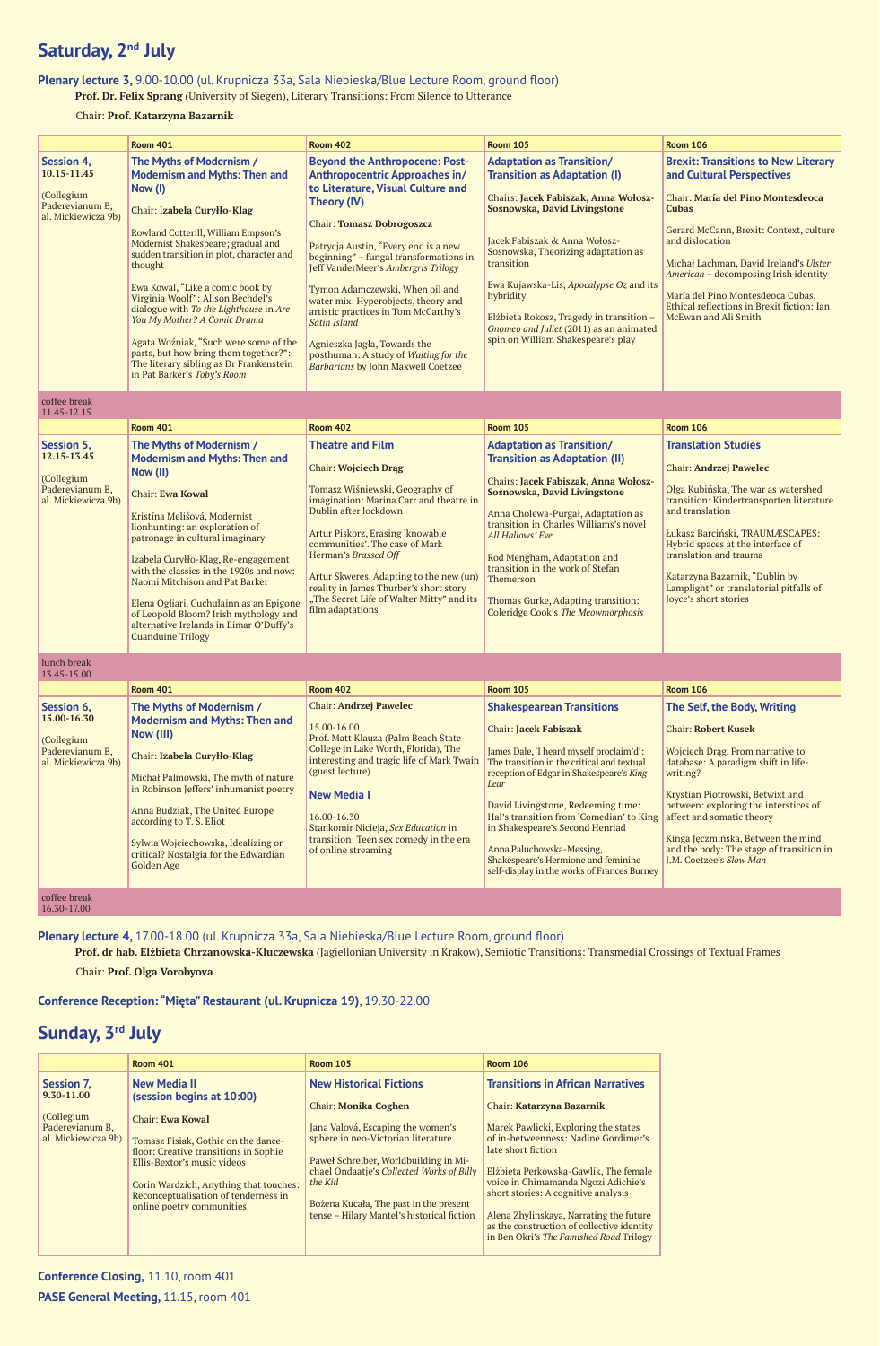# Saturday, 2[nd] July

**Plenary lecture 3,** 9.00-10.00 (ul. Krupnicza 33a, Sala Niebieska/Blue Lecture Room, ground floor)

**Prof. Dr. Felix Sprang** (University of Siegen), Literary Transitions: From Silence to Utterance

Chair: **Prof. Katarzyna Bazarnik**

| | Room 401 | Room 402 | Room 105 | Room 106 |
|---|---|---|---|---|
| **Session 4, 10.15-11.45** (Collegium Paderevianum B, al. Mickiewicza 9b) | **The Myths of Modernism / Modernism and Myths: Then and Now (I)**<br><br>Chair: **Izabela Curyłło-Klag**<br><br>Rowland Cotterill, William Empson's Modernist Shakespeare; gradual and sudden transition in plot, character and thought<br><br>Ewa Kowal, "Like a comic book by Virginia Woolf": Alison Bechdel's dialogue with *To the Lighthouse* in *Are You My Mother? A Comic Drama*<br><br>Agata Woźniak, "Such were some of the parts, but how bring them together?": The literary sibling as Dr Frankenstein in Pat Barker's *Toby's Room* | **Beyond the Anthropocene: Post-Anthropocentric Approaches in/to Literature, Visual Culture and Theory (IV)**<br><br>Chair: **Tomasz Dobrogoszcz**<br><br>Patrycja Austin, "Every end is a new beginning" – fungal transformations in Jeff VanderMeer's *Ambergris Trilogy*<br><br>Tymon Adamczewski, When oil and water mix: Hyperobjects, theory and artistic practices in Tom McCarthy's *Satin Island*<br><br>Agnieszka Jagła, Towards the posthuman: A study of *Waiting for the Barbarians* by John Maxwell Coetzee | **Adaptation as Transition/ Transition as Adaptation (I)**<br><br>Chairs: **Jacek Fabiszak, Anna Wołosz-Sosnowska, David Livingstone**<br><br>Jacek Fabiszak & Anna Wołosz-Sosnowska, Theorizing adaptation as transition<br><br>Ewa Kujawska-Lis, *Apocalypse Oz* and its hybridity<br><br>Elżbieta Rokosz, Tragedy in transition – *Gnomeo and Juliet* (2011) as an animated spin on William Shakespeare's play | **Brexit: Transitions to New Literary and Cultural Perspectives**<br><br>Chair: **María del Pino Montesdeoca Cubas**<br><br>Gerard McCann, Brexit: Context, culture and dislocation<br><br>Michał Lachman, David Ireland's *Ulster American* – decomposing Irish identity<br><br>María del Pino Montesdeoca Cubas, Ethical reflections in Brexit fiction: Ian McEwan and Ali Smith |
| coffee break 11.45-12.15 | | | | |
| | **Room 401** | **Room 402** | **Room 105** | **Room 106** |
| **Session 5, 12.15-13.45** (Collegium Paderevianum B, al. Mickiewicza 9b) | **The Myths of Modernism / Modernism and Myths: Then and Now (II)**<br><br>Chair: **Ewa Kowal**<br><br>Kristína Melišová, Modernist lionhunting: an exploration of patronage in cultural imaginary<br><br>Izabela Curyłło-Klag, Re-engagement with the classics in the 1920s and now: Naomi Mitchison and Pat Barker<br><br>Elena Ogliari, Cuchulainn as an Epigone of Leopold Bloom? Irish mythology and alternative Irelands in Eimar O'Duffy's Cuanduine Trilogy | **Theatre and Film**<br><br>Chair: **Wojciech Drąg**<br><br>Tomasz Wiśniewski, Geography of imagination: Marina Carr and theatre in Dublin after lockdown<br><br>Artur Piskorz, Erasing 'knowable communities'. The case of Mark Herman's *Brassed Off*<br><br>Artur Skweres, Adapting to the new (un) reality in James Thurber's short story „The Secret Life of Walter Mitty" and its film adaptations | **Adaptation as Transition/ Transition as Adaptation (II)**<br><br>Chairs: **Jacek Fabiszak, Anna Wołosz-Sosnowska, David Livingstone**<br><br>Anna Cholewa-Purgał, Adaptation as transition in Charles Williams's novel *All Hallows' Eve*<br><br>Rod Mengham, Adaptation and transition in the work of Stefan Themerson<br><br>Thomas Gurke, Adapting transition: Coleridge Cook's *The Meowmorphosis* | **Translation Studies**<br><br>Chair: **Andrzej Pawelec**<br><br>Olga Kubińska, The war as watershed transition: Kindertransporten literature and translation<br><br>Łukasz Barciński, TRAUMÆSCAPES: Hybrid spaces at the interface of translation and trauma<br><br>Katarzyna Bazarnik, "Dublin by Lamplight" or translatorial pitfalls of Joyce's short stories |
| lunch break 13.45-15.00 | | | | |
| | **Room 401** | **Room 402** | **Room 105** | **Room 106** |
| **Session 6, 15.00-16.30** (Collegium Paderevianum B, al. Mickiewicza 9b) | **The Myths of Modernism / Modernism and Myths: Then and Now (III)**<br><br>Chair: **Izabela Curyłło-Klag**<br><br>Michał Palmowski, The myth of nature in Robinson Jeffers' inhumanist poetry<br><br>Anna Budziak, The United Europe according to T. S. Eliot<br><br>Sylwia Wojciechowska, Idealizing or critical? Nostalgia for the Edwardian Golden Age | Chair: **Andrzej Pawelec**<br><br>15.00-16.00<br>Prof. Matt Klauza (Palm Beach State College in Lake Worth, Florida), The interesting and tragic life of Mark Twain (guest lecture)<br><br>**New Media I**<br><br>16.00-16.30<br>Stankomir Nicieja, *Sex Education* in transition: Teen sex comedy in the era of online streaming | **Shakespearean Transitions**<br><br>Chair: **Jacek Fabiszak**<br><br>James Dale, 'I heard myself proclaim'd': The transition in the critical and textual reception of Edgar in Shakespeare's *King Lear*<br><br>David Livingstone, Redeeming time: Hal's transition from 'Comedian' to King in Shakespeare's Second Henriad<br><br>Anna Paluchowska-Messing, Shakespeare's Hermione and feminine self-display in the works of Frances Burney | **The Self, the Body, Writing**<br><br>Chair: **Robert Kusek**<br><br>Wojciech Drąg, From narrative to database: A paradigm shift in life-writing?<br><br>Krystian Piotrowski, Betwixt and between: exploring the interstices of affect and somatic theory<br><br>Kinga Jęczmińska, Between the mind and the body: The stage of transition in J.M. Coetzee's *Slow Man* |
| coffee break 16.30-17.00 | | | | |

**Plenary lecture 4,** 17.00-18.00 (ul. Krupnicza 33a, Sala Niebieska/Blue Lecture Room, ground floor)

**Prof. dr hab. Elżbieta Chrzanowska-Kluczewska** (Jagiellonian University in Kraków), Semiotic Transitions: Transmedial Crossings of Textual Frames

Chair: **Prof. Olga Vorobyova**

**Conference Reception: "Mięta" Restaurant (ul. Krupnicza 19)**, 19.30-22.00

# Sunday, 3[rd] July

| | Room 401 | Room 105 | Room 106 |
|---|---|---|---|
| **Session 7, 9.30-11.00** (Collegium Paderevianum B, al. Mickiewicza 9b) | **New Media II (session begins at 10:00)**<br><br>Chair: **Ewa Kowal**<br><br>Tomasz Fisiak, Gothic on the dance-floor: Creative transitions in Sophie Ellis-Bextor's music videos<br><br>Corin Wardzich, Anything that touches: Reconceptualisation of tenderness in online poetry communities | **New Historical Fictions**<br><br>Chair: **Monika Coghen**<br><br>Jana Valová, Escaping the women's sphere in neo-Victorian literature<br><br>Paweł Schreiber, Worldbuilding in Michael Ondaatje's *Collected Works of Billy the Kid*<br><br>Bożena Kucała, The past in the present tense – Hilary Mantel's historical fiction | **Transitions in African Narratives**<br><br>Chair: **Katarzyna Bazarnik**<br><br>Marek Pawlicki, Exploring the states of in-betweenness: Nadine Gordimer's late short fiction<br><br>Elżbieta Perkowska-Gawlik, The female voice in Chimamanda Ngozi Adichie's short stories: A cognitive analysis<br><br>Alena Zhylinskaya, Narrating the future as the construction of collective identity in Ben Okri's *The Famished Road* Trilogy |

**Conference Closing,** 11.10, room 401

**PASE General Meeting,** 11.15, room 401